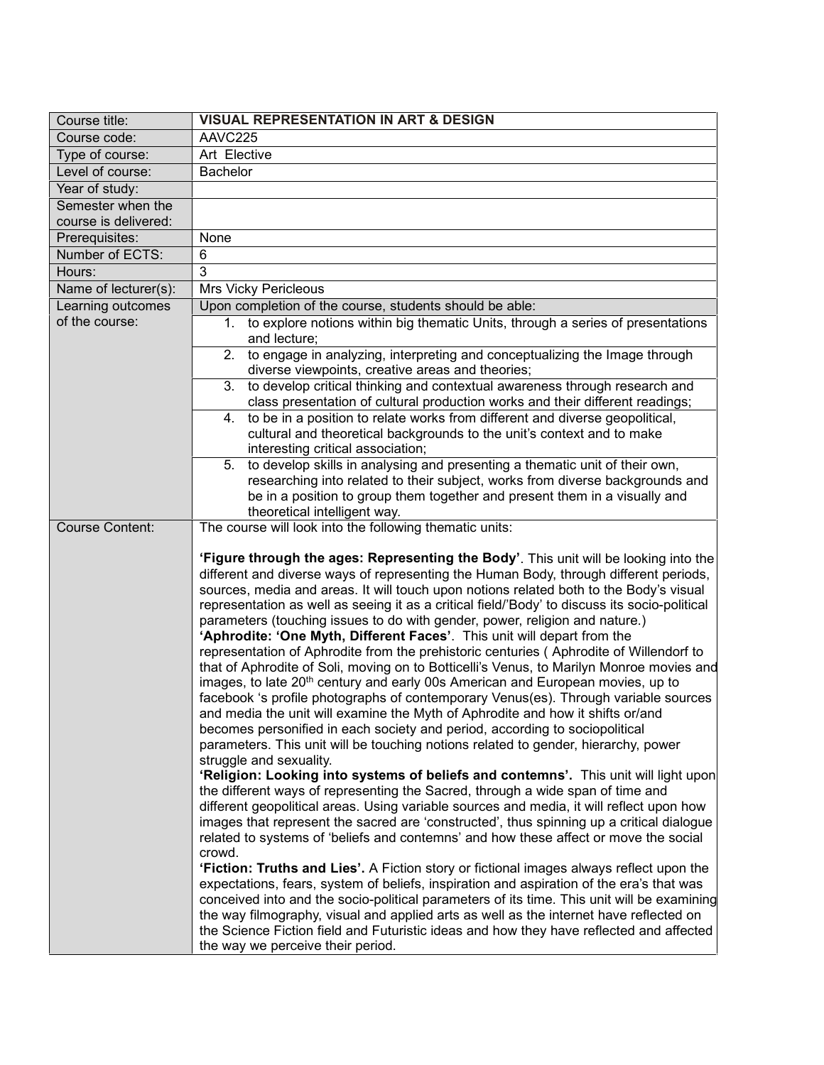| Course title: | **VISUAL REPRESENTATION IN ART & DESIGN** |
|---|---|
| Course code: | AAVC225 |
| Type of course: | Art Elective |
| Level of course: | Bachelor |
| Year of study: | |
| Semester when the course is delivered: | |
| Prerequisites: | None |
| Number of ECTS: | 6 |
| Hours: | 3 |
| Name of lecturer(s): | Mrs Vicky Pericleous |
| Learning outcomes of the course: | Upon completion of the course, students should be able: |
| | 1. to explore notions within big thematic Units, through a series of presentations and lecture; |
| | 2. to engage in analyzing, interpreting and conceptualizing the Image through diverse viewpoints, creative areas and theories; |
| | 3. to develop critical thinking and contextual awareness through research and class presentation of cultural production works and their different readings; |
| | 4. to be in a position to relate works from different and diverse geopolitical, cultural and theoretical backgrounds to the unit's context and to make interesting critical association; |
| | 5. to develop skills in analysing and presenting a thematic unit of their own, researching into related to their subject, works from diverse backgrounds and be in a position to group them together and present them in a visually and theoretical intelligent way. |
| Course Content: | The course will look into the following thematic units:<br><br>**'Figure through the ages: Representing the Body'**. This unit will be looking into the different and diverse ways of representing the Human Body, through different periods, sources, media and areas. It will touch upon notions related both to the Body's visual representation as well as seeing it as a critical field/'Body' to discuss its socio-political parameters (touching issues to do with gender, power, religion and nature.)<br>**'Aphrodite: 'One Myth, Different Faces'**. This unit will depart from the representation of Aphrodite from the prehistoric centuries ( Aphrodite of Willendorf to that of Aphrodite of Soli, moving on to Botticelli's Venus, to Marilyn Monroe movies and images, to late 20th century and early 00s American and European movies, up to facebook 's profile photographs of contemporary Venus(es). Through variable sources and media the unit will examine the Myth of Aphrodite and how it shifts or/and becomes personified in each society and period, according to sociopolitical parameters. This unit will be touching notions related to gender, hierarchy, power struggle and sexuality.<br>**'Religion: Looking into systems of beliefs and contemns'.** This unit will light upon the different ways of representing the Sacred, through a wide span of time and different geopolitical areas. Using variable sources and media, it will reflect upon how images that represent the sacred are 'constructed', thus spinning up a critical dialogue related to systems of 'beliefs and contemns' and how these affect or move the social crowd.<br>**'Fiction: Truths and Lies'.** A Fiction story or fictional images always reflect upon the expectations, fears, system of beliefs, inspiration and aspiration of the era's that was conceived into and the socio-political parameters of its time. This unit will be examining the way filmography, visual and applied arts as well as the internet have reflected on the Science Fiction field and Futuristic ideas and how they have reflected and affected the way we perceive their period. |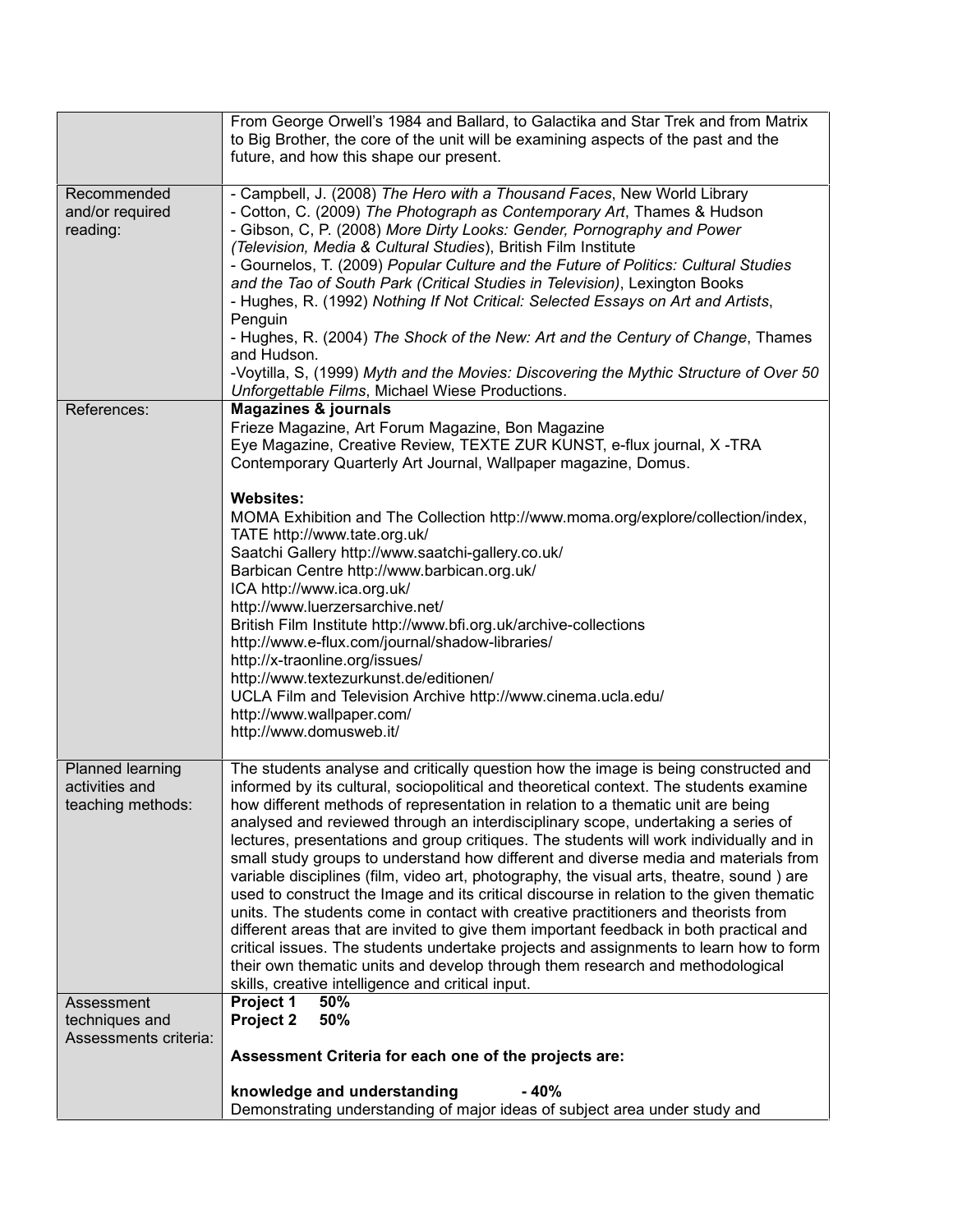| | |
|---|---|
| | From George Orwell's 1984 and Ballard, to Galactika and Star Trek and from Matrix to Big Brother, the core of the unit will be examining aspects of the past and the future, and how this shape our present. |
| Recommended and/or required reading: | - Campbell, J. (2008) *The Hero with a Thousand Faces*, New World Library<br>- Cotton, C. (2009) *The Photograph as Contemporary Art*, Thames & Hudson<br>- Gibson, C, P. (2008) *More Dirty Looks: Gender, Pornography and Power (Television, Media & Cultural Studies)*, British Film Institute<br>- Gournelos, T. (2009) *Popular Culture and the Future of Politics: Cultural Studies and the Tao of South Park (Critical Studies in Television)*, Lexington Books<br>- Hughes, R. (1992) *Nothing If Not Critical: Selected Essays on Art and Artists*, Penguin<br>- Hughes, R. (2004) *The Shock of the New: Art and the Century of Change*, Thames and Hudson.<br>-Voytilla, S, (1999) *Myth and the Movies: Discovering the Mythic Structure of Over 50 Unforgettable Films*, Michael Wiese Productions. |
| References: | **Magazines & journals**<br>Frieze Magazine, Art Forum Magazine, Bon Magazine<br>Eye Magazine, Creative Review, TEXTE ZUR KUNST, e-flux journal, X -TRA Contemporary Quarterly Art Journal, Wallpaper magazine, Domus.<br><br>**Websites:**<br>MOMA Exhibition and The Collection http://www.moma.org/explore/collection/index,<br>TATE http://www.tate.org.uk/<br>Saatchi Gallery http://www.saatchi-gallery.co.uk/<br>Barbican Centre http://www.barbican.org.uk/<br>ICA http://www.ica.org.uk/<br>http://www.luerzersarchive.net/<br>British Film Institute http://www.bfi.org.uk/archive-collections<br>http://www.e-flux.com/journal/shadow-libraries/<br>http://x-traonline.org/issues/<br>http://www.textezurkunst.de/editionen/<br>UCLA Film and Television Archive http://www.cinema.ucla.edu/<br>http://www.wallpaper.com/<br>http://www.domusweb.it/ |
| Planned learning activities and teaching methods: | The students analyse and critically question how the image is being constructed and informed by its cultural, sociopolitical and theoretical context. The students examine how different methods of representation in relation to a thematic unit are being analysed and reviewed through an interdisciplinary scope, undertaking a series of lectures, presentations and group critiques. The students will work individually and in small study groups to understand how different and diverse media and materials from variable disciplines (film, video art, photography, the visual arts, theatre, sound ) are used to construct the Image and its critical discourse in relation to the given thematic units. The students come in contact with creative practitioners and theorists from different areas that are invited to give them important feedback in both practical and critical issues. The students undertake projects and assignments to learn how to form their own thematic units and develop through them research and methodological skills, creative intelligence and critical input. |
| Assessment techniques and Assessments criteria: | **Project 1 50%**<br>**Project 2 50%**<br><br>**Assessment Criteria for each one of the projects are:**<br><br>**knowledge and understanding - 40%**<br>Demonstrating understanding of major ideas of subject area under study and |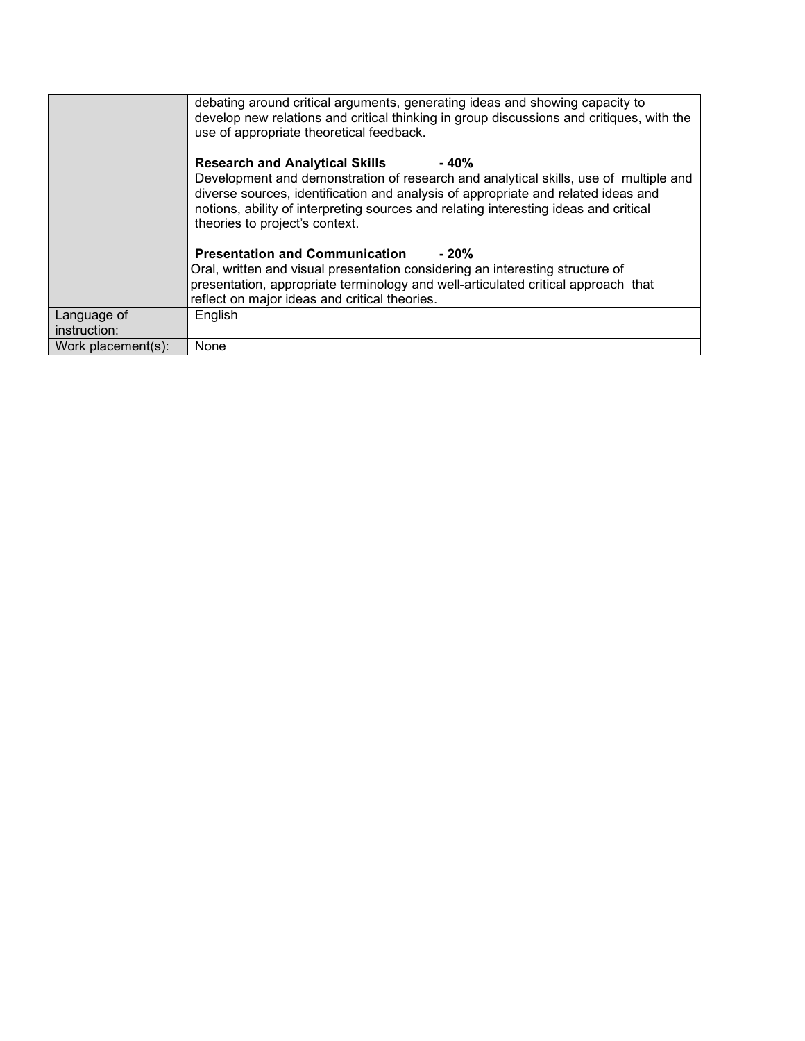| | |
|---|---|
| | debating around critical arguments, generating ideas and showing capacity to develop new relations and critical thinking in group discussions and critiques, with the use of appropriate theoretical feedback.<br><br>**Research and Analytical Skills - 40%**<br>Development and demonstration of research and analytical skills, use of multiple and diverse sources, identification and analysis of appropriate and related ideas and notions, ability of interpreting sources and relating interesting ideas and critical theories to project's context.<br><br>**Presentation and Communication - 20%**<br>Oral, written and visual presentation considering an interesting structure of presentation, appropriate terminology and well-articulated critical approach that reflect on major ideas and critical theories. |
| Language of instruction: | English |
| Work placement(s): | None |